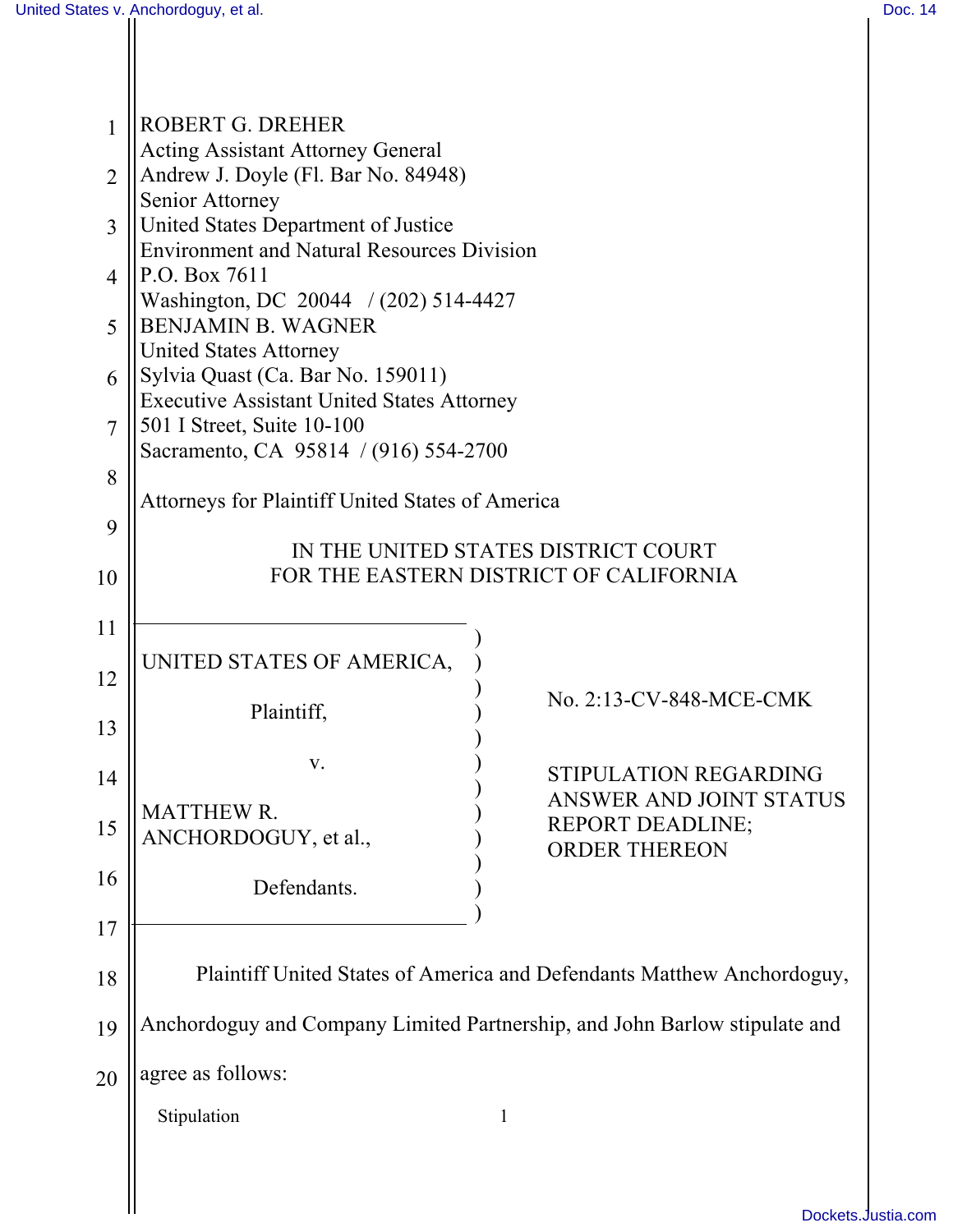ROBERT G. DREHER
Acting Assistant Attorney General
Andrew J. Doyle (Fl. Bar No. 84948)
Senior Attorney
United States Department of Justice
Environment and Natural Resources Division
P.O. Box 7611
Washington, DC 20044 / (202) 514-4427
BENJAMIN B. WAGNER
United States Attorney
Sylvia Quast (Ca. Bar No. 159011)
Executive Assistant United States Attorney
501 I Street, Suite 10-100
Sacramento, CA 95814 / (916) 554-2700

Attorneys for Plaintiff United States of America

IN THE UNITED STATES DISTRICT COURT
FOR THE EASTERN DISTRICT OF CALIFORNIA

| | |
|---|---|
| UNITED STATES OF AMERICA,<br><br>Plaintiff,<br><br>v.<br><br>MATTHEW R. ANCHORDOGUY, et al.,<br><br>Defendants. | No. 2:13-CV-848-MCE-CMK<br><br>STIPULATION REGARDING ANSWER AND JOINT STATUS REPORT DEADLINE; ORDER THEREON |

Plaintiff United States of America and Defendants Matthew Anchordoguy, Anchordoguy and Company Limited Partnership, and John Barlow stipulate and agree as follows: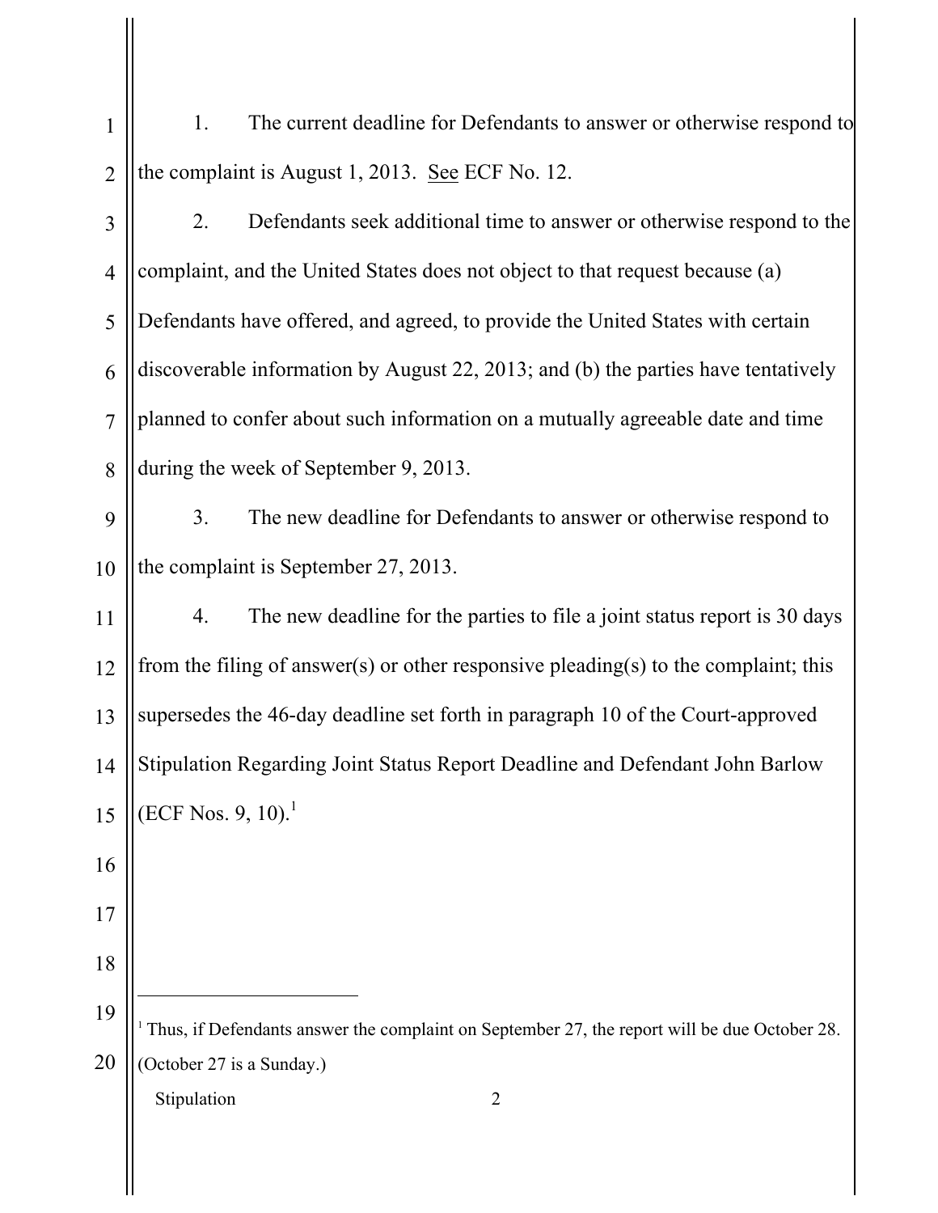1. The current deadline for Defendants to answer or otherwise respond to the complaint is August 1, 2013. See ECF No. 12.

2. Defendants seek additional time to answer or otherwise respond to the complaint, and the United States does not object to that request because (a) Defendants have offered, and agreed, to provide the United States with certain discoverable information by August 22, 2013; and (b) the parties have tentatively planned to confer about such information on a mutually agreeable date and time during the week of September 9, 2013.

3. The new deadline for Defendants to answer or otherwise respond to the complaint is September 27, 2013.

4. The new deadline for the parties to file a joint status report is 30 days from the filing of answer(s) or other responsive pleading(s) to the complaint; this supersedes the 46-day deadline set forth in paragraph 10 of the Court-approved Stipulation Regarding Joint Status Report Deadline and Defendant John Barlow (ECF Nos. 9, 10).[1]

---

[1] Thus, if Defendants answer the complaint on September 27, the report will be due October 28. (October 27 is a Sunday.)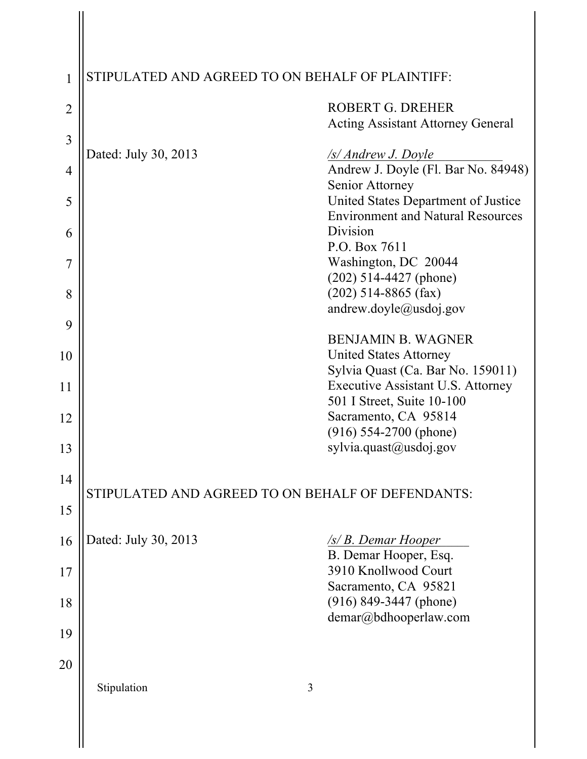STIPULATED AND AGREED TO ON BEHALF OF PLAINTIFF:

ROBERT G. DREHER
Acting Assistant Attorney General

Dated: July 30, 2013

*/s/ Andrew J. Doyle*
Andrew J. Doyle (Fl. Bar No. 84948)
Senior Attorney
United States Department of Justice
Environment and Natural Resources Division
P.O. Box 7611
Washington, DC 20044
(202) 514-4427 (phone)
(202) 514-8865 (fax)
andrew.doyle@usdoj.gov

BENJAMIN B. WAGNER
United States Attorney
Sylvia Quast (Ca. Bar No. 159011)
Executive Assistant U.S. Attorney
501 I Street, Suite 10-100
Sacramento, CA 95814
(916) 554-2700 (phone)
sylvia.quast@usdoj.gov

STIPULATED AND AGREED TO ON BEHALF OF DEFENDANTS:

Dated: July 30, 2013

*/s/ B. Demar Hooper*
B. Demar Hooper, Esq.
3910 Knollwood Court
Sacramento, CA 95821
(916) 849-3447 (phone)
demar@bdhooperlaw.com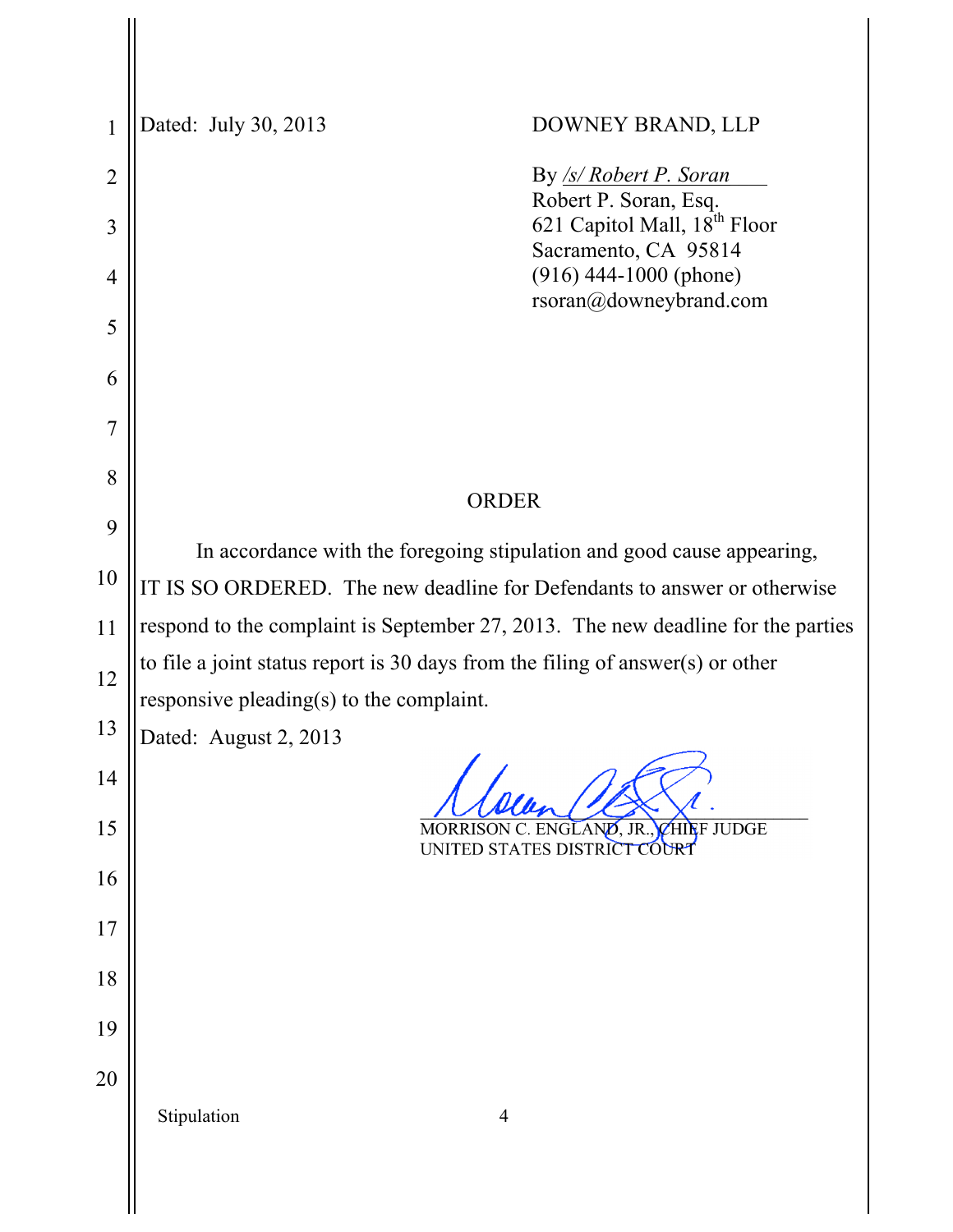Dated: July 30, 2013

DOWNEY BRAND, LLP

By */s/ Robert P. Soran*
Robert P. Soran, Esq.
621 Capitol Mall, $18^{th}$ Floor
Sacramento, CA 95814
(916) 444-1000 (phone)
rsoran@downeybrand.com

## ORDER

In accordance with the foregoing stipulation and good cause appearing, IT IS SO ORDERED. The new deadline for Defendants to answer or otherwise respond to the complaint is September 27, 2013. The new deadline for the parties to file a joint status report is 30 days from the filing of answer(s) or other responsive pleading(s) to the complaint.

Dated: August 2, 2013

MORRISON C. ENGLAND, JR., CHIEF JUDGE
UNITED STATES DISTRICT COURT